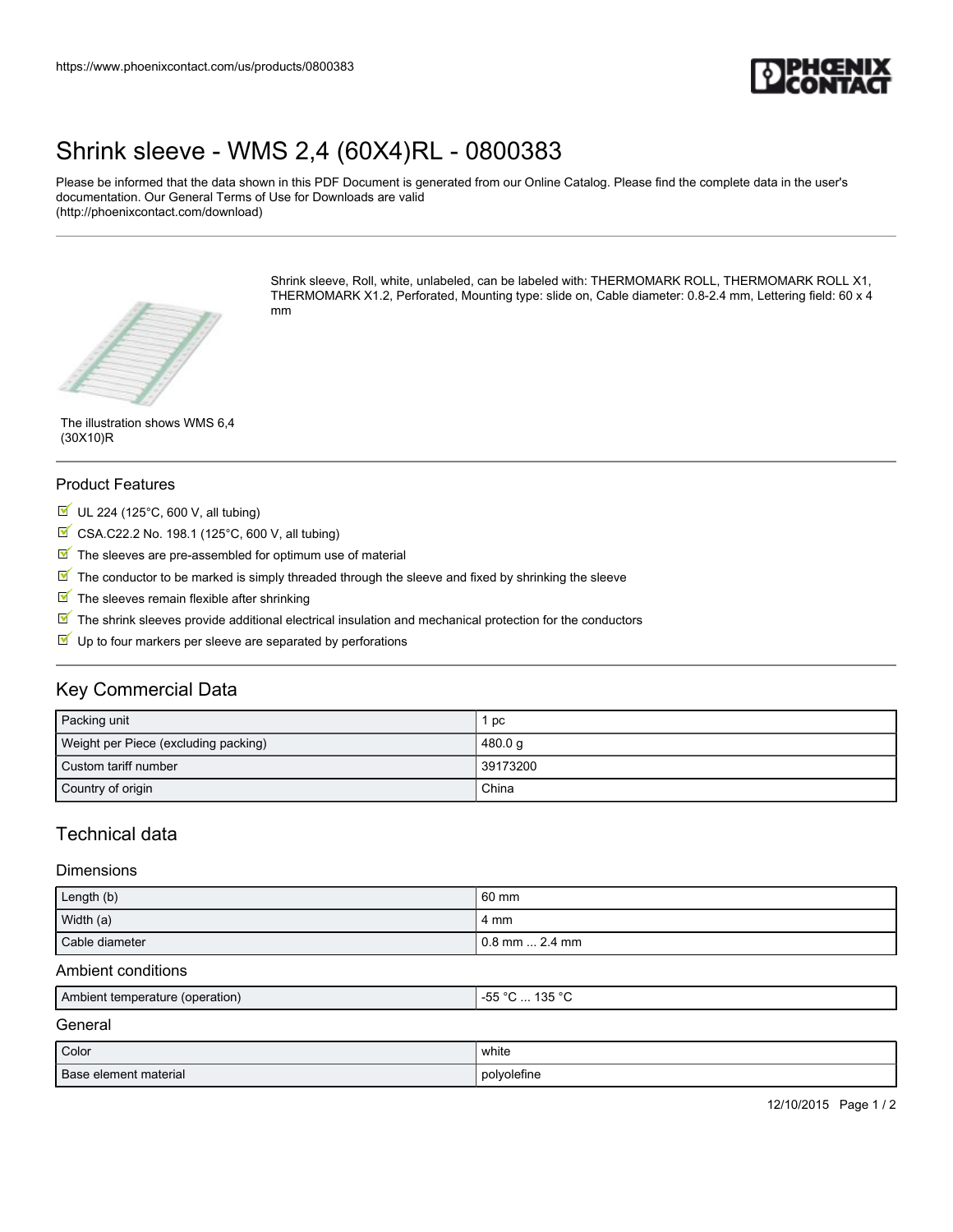https://www.phoenixcontact.com/us/products/0800383

# Shrink sleeve - WMS 2,4 (60X4)RL - 0800383

Please be informed that the data shown in this PDF Document is generated from our Online Catalog. Please find the complete data in the user's documentation. Our General Terms of Use for Downloads are valid
(http://phoenixcontact.com/download)

Shrink sleeve, Roll, white, unlabeled, can be labeled with: THERMOMARK ROLL, THERMOMARK ROLL X1, THERMOMARK X1.2, Perforated, Mounting type: slide on, Cable diameter: 0.8-2.4 mm, Lettering field: 60 x 4 mm

The illustration shows WMS 6,4 (30X10)R

### Product Features

- UL 224 (125°C, 600 V, all tubing)
- CSA.C22.2 No. 198.1 (125°C, 600 V, all tubing)
- The sleeves are pre-assembled for optimum use of material
- The conductor to be marked is simply threaded through the sleeve and fixed by shrinking the sleeve
- The sleeves remain flexible after shrinking
- The shrink sleeves provide additional electrical insulation and mechanical protection for the conductors
- Up to four markers per sleeve are separated by perforations

## Key Commercial Data

| | |
|---|---|
| Packing unit | 1 pc |
| Weight per Piece (excluding packing) | 480.0 g |
| Custom tariff number | 39173200 |
| Country of origin | China |

## Technical data

### Dimensions

| | |
|---|---|
| Length (b) | 60 mm |
| Width (a) | 4 mm |
| Cable diameter | 0.8 mm ... 2.4 mm |

### Ambient conditions

| | |
|---|---|
| Ambient temperature (operation) | -55 °C ... 135 °C |

### General

| | |
|---|---|
| Color | white |
| Base element material | polyolefine |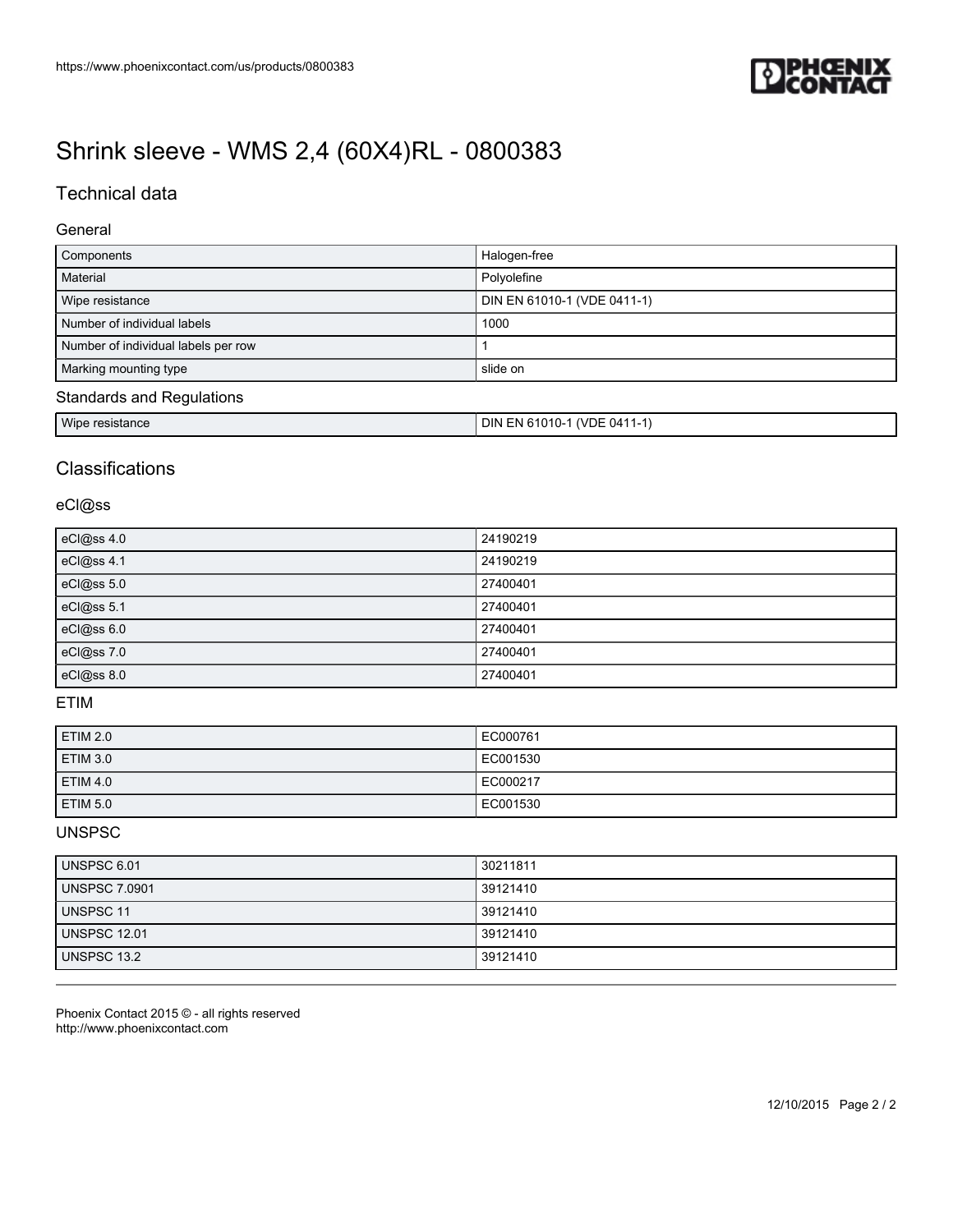# Shrink sleeve - WMS 2,4 (60X4)RL - 0800383

## Technical data

### General

| | |
|---|---|
| Components | Halogen-free |
| Material | Polyolefine |
| Wipe resistance | DIN EN 61010-1 (VDE 0411-1) |
| Number of individual labels | 1000 |
| Number of individual labels per row | 1 |
| Marking mounting type | slide on |

### Standards and Regulations

| | |
|---|---|
| Wipe resistance | DIN EN 61010-1 (VDE 0411-1) |

## Classifications

### eCl@ss

| | |
|---|---|
| eCl@ss 4.0 | 24190219 |
| eCl@ss 4.1 | 24190219 |
| eCl@ss 5.0 | 27400401 |
| eCl@ss 5.1 | 27400401 |
| eCl@ss 6.0 | 27400401 |
| eCl@ss 7.0 | 27400401 |
| eCl@ss 8.0 | 27400401 |

### ETIM

| | |
|---|---|
| ETIM 2.0 | EC000761 |
| ETIM 3.0 | EC001530 |
| ETIM 4.0 | EC000217 |
| ETIM 5.0 | EC001530 |

### UNSPSC

| | |
|---|---|
| UNSPSC 6.01 | 30211811 |
| UNSPSC 7.0901 | 39121410 |
| UNSPSC 11 | 39121410 |
| UNSPSC 12.01 | 39121410 |
| UNSPSC 13.2 | 39121410 |

Phoenix Contact 2015 © - all rights reserved
http://www.phoenixcontact.com